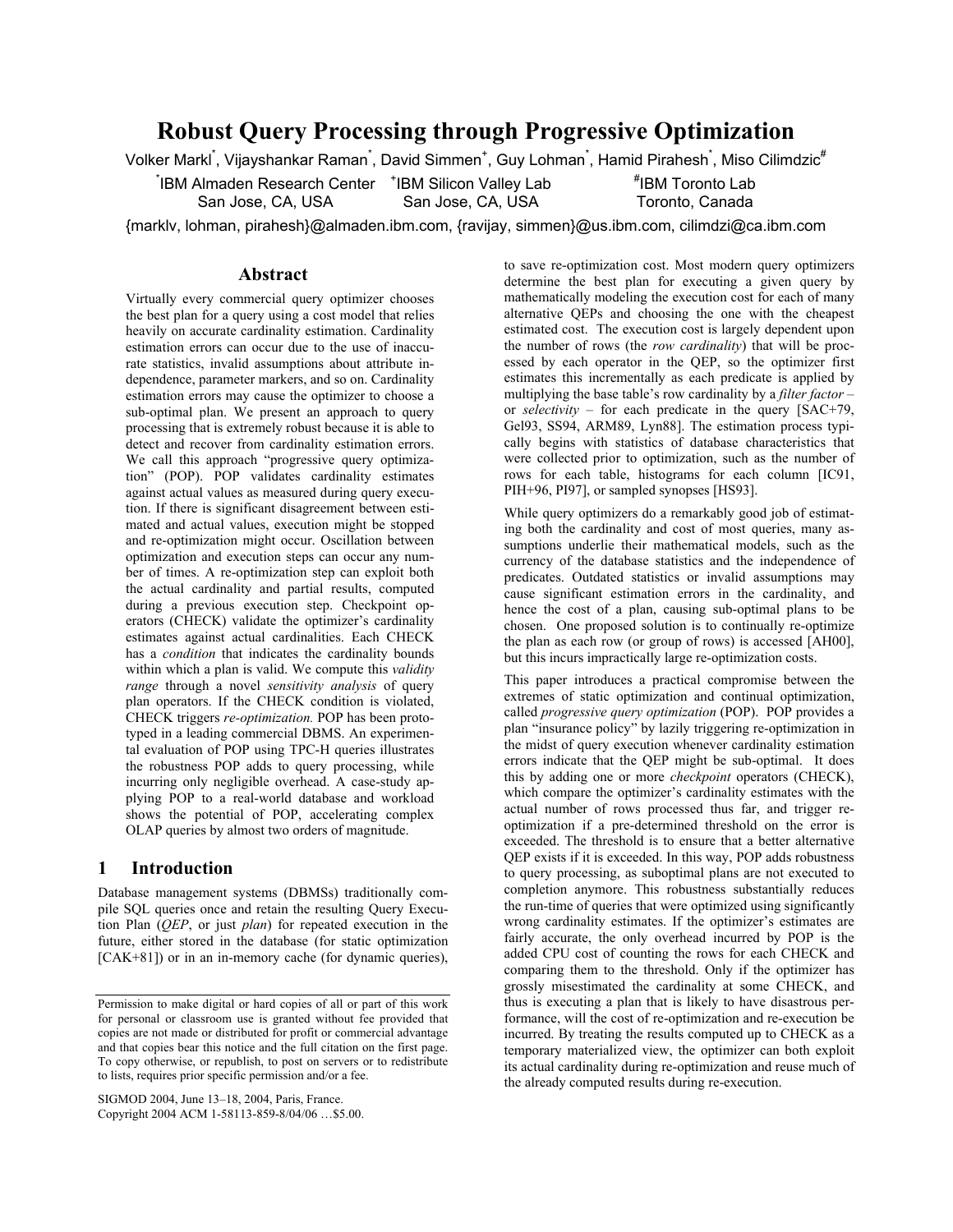# Robust Query Processing through Progressive Optimization

Volker Markl[*], Vijayshankar Raman[*], David Simmen[+], Guy Lohman[*], Hamid Pirahesh[*], Miso Cilimdzic[#]

[*]IBM Almaden Research Center, San Jose, CA, USA
[+]IBM Silicon Valley Lab, San Jose, CA, USA
[#]IBM Toronto Lab, Toronto, Canada

{marklv, lohman, pirahesh}@almaden.ibm.com, {ravijay, simmen}@us.ibm.com, cilimdzi@ca.ibm.com

## Abstract

Virtually every commercial query optimizer chooses the best plan for a query using a cost model that relies heavily on accurate cardinality estimation. Cardinality estimation errors can occur due to the use of inaccurate statistics, invalid assumptions about attribute independence, parameter markers, and so on. Cardinality estimation errors may cause the optimizer to choose a sub-optimal plan. We present an approach to query processing that is extremely robust because it is able to detect and recover from cardinality estimation errors. We call this approach "progressive query optimization" (POP). POP validates cardinality estimates against actual values as measured during query execution. If there is significant disagreement between estimated and actual values, execution might be stopped and re-optimization might occur. Oscillation between optimization and execution steps can occur any number of times. A re-optimization step can exploit both the actual cardinality and partial results, computed during a previous execution step. Checkpoint operators (CHECK) validate the optimizer's cardinality estimates against actual cardinalities. Each CHECK has a *condition* that indicates the cardinality bounds within which a plan is valid. We compute this *validity range* through a novel *sensitivity analysis* of query plan operators. If the CHECK condition is violated, CHECK triggers *re-optimization.* POP has been prototyped in a leading commercial DBMS. An experimental evaluation of POP using TPC-H queries illustrates the robustness POP adds to query processing, while incurring only negligible overhead. A case-study applying POP to a real-world database and workload shows the potential of POP, accelerating complex OLAP queries by almost two orders of magnitude.

## 1 Introduction

Database management systems (DBMSs) traditionally compile SQL queries once and retain the resulting Query Execution Plan (*QEP*, or just *plan*) for repeated execution in the future, either stored in the database (for static optimization [CAK+81]) or in an in-memory cache (for dynamic queries), to save re-optimization cost. Most modern query optimizers determine the best plan for executing a given query by mathematically modeling the execution cost for each of many alternative QEPs and choosing the one with the cheapest estimated cost. The execution cost is largely dependent upon the number of rows (the *row cardinality*) that will be processed by each operator in the QEP, so the optimizer first estimates this incrementally as each predicate is applied by multiplying the base table's row cardinality by a *filter factor* – or *selectivity* – for each predicate in the query [SAC+79, Gel93, SS94, ARM89, Lyn88]. The estimation process typically begins with statistics of database characteristics that were collected prior to optimization, such as the number of rows for each table, histograms for each column [IC91, PIH+96, PI97], or sampled synopses [HS93].

While query optimizers do a remarkably good job of estimating both the cardinality and cost of most queries, many assumptions underlie their mathematical models, such as the currency of the database statistics and the independence of predicates. Outdated statistics or invalid assumptions may cause significant estimation errors in the cardinality, and hence the cost of a plan, causing sub-optimal plans to be chosen. One proposed solution is to continually re-optimize the plan as each row (or group of rows) is accessed [AH00], but this incurs impractically large re-optimization costs.

This paper introduces a practical compromise between the extremes of static optimization and continual optimization, called *progressive query optimization* (POP). POP provides a plan "insurance policy" by lazily triggering re-optimization in the midst of query execution whenever cardinality estimation errors indicate that the QEP might be sub-optimal. It does this by adding one or more *checkpoint* operators (CHECK), which compare the optimizer's cardinality estimates with the actual number of rows processed thus far, and trigger re-optimization if a pre-determined threshold on the error is exceeded. The threshold is to ensure that a better alternative QEP exists if it is exceeded. In this way, POP adds robustness to query processing, as suboptimal plans are not executed to completion anymore. This robustness substantially reduces the run-time of queries that were optimized using significantly wrong cardinality estimates. If the optimizer's estimates are fairly accurate, the only overhead incurred by POP is the added CPU cost of counting the rows for each CHECK and comparing them to the threshold. Only if the optimizer has grossly misestimated the cardinality at some CHECK, and thus is executing a plan that is likely to have disastrous performance, will the cost of re-optimization and re-execution be incurred. By treating the results computed up to CHECK as a temporary materialized view, the optimizer can both exploit its actual cardinality during re-optimization and reuse much of the already computed results during re-execution.

Permission to make digital or hard copies of all or part of this work for personal or classroom use is granted without fee provided that copies are not made or distributed for profit or commercial advantage and that copies bear this notice and the full citation on the first page. To copy otherwise, or republish, to post on servers or to redistribute to lists, requires prior specific permission and/or a fee.

SIGMOD 2004, June 13–18, 2004, Paris, France.
Copyright 2004 ACM 1-58113-859-8/04/06 …$5.00.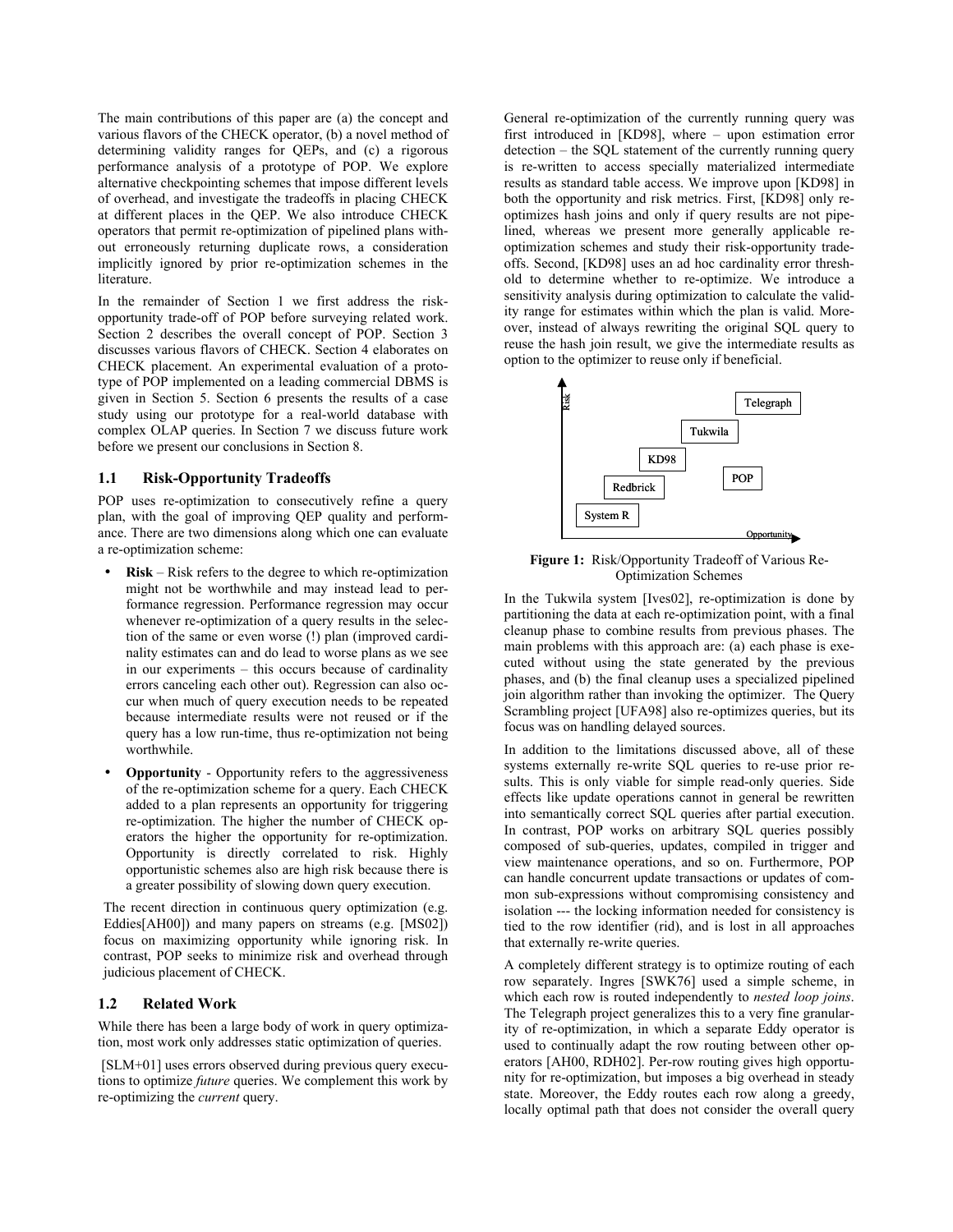The main contributions of this paper are (a) the concept and various flavors of the CHECK operator, (b) a novel method of determining validity ranges for QEPs, and (c) a rigorous performance analysis of a prototype of POP. We explore alternative checkpointing schemes that impose different levels of overhead, and investigate the tradeoffs in placing CHECK at different places in the QEP. We also introduce CHECK operators that permit re-optimization of pipelined plans without erroneously returning duplicate rows, a consideration implicitly ignored by prior re-optimization schemes in the literature.

In the remainder of Section 1 we first address the risk-opportunity trade-off of POP before surveying related work. Section 2 describes the overall concept of POP. Section 3 discusses various flavors of CHECK. Section 4 elaborates on CHECK placement. An experimental evaluation of a prototype of POP implemented on a leading commercial DBMS is given in Section 5. Section 6 presents the results of a case study using our prototype for a real-world database with complex OLAP queries. In Section 7 we discuss future work before we present our conclusions in Section 8.

### 1.1 Risk-Opportunity Tradeoffs

POP uses re-optimization to consecutively refine a query plan, with the goal of improving QEP quality and performance. There are two dimensions along which one can evaluate a re-optimization scheme:

- **Risk** – Risk refers to the degree to which re-optimization might not be worthwhile and may instead lead to performance regression. Performance regression may occur whenever re-optimization of a query results in the selection of the same or even worse (!) plan (improved cardinality estimates can and do lead to worse plans as we see in our experiments – this occurs because of cardinality errors canceling each other out). Regression can also occur when much of query execution needs to be repeated because intermediate results were not reused or if the query has a low run-time, thus re-optimization not being worthwhile.
- **Opportunity** - Opportunity refers to the aggressiveness of the re-optimization scheme for a query. Each CHECK added to a plan represents an opportunity for triggering re-optimization. The higher the number of CHECK operators the higher the opportunity for re-optimization. Opportunity is directly correlated to risk. Highly opportunistic schemes also are high risk because there is a greater possibility of slowing down query execution.

The recent direction in continuous query optimization (e.g. Eddies[AH00]) and many papers on streams (e.g. [MS02]) focus on maximizing opportunity while ignoring risk. In contrast, POP seeks to minimize risk and overhead through judicious placement of CHECK.

### 1.2 Related Work

While there has been a large body of work in query optimization, most work only addresses static optimization of queries.

[SLM+01] uses errors observed during previous query executions to optimize *future* queries. We complement this work by re-optimizing the *current* query.

General re-optimization of the currently running query was first introduced in [KD98], where – upon estimation error detection – the SQL statement of the currently running query is re-written to access specially materialized intermediate results as standard table access. We improve upon [KD98] in both the opportunity and risk metrics. First, [KD98] only re-optimizes hash joins and only if query results are not pipelined, whereas we present more generally applicable re-optimization schemes and study their risk-opportunity trade-offs. Second, [KD98] uses an ad hoc cardinality error threshold to determine whether to re-optimize. We introduce a sensitivity analysis during optimization to calculate the validity range for estimates within which the plan is valid. Moreover, instead of always rewriting the original SQL query to reuse the hash join result, we give the intermediate results as option to the optimizer to reuse only if beneficial.

**Figure 1:** Risk/Opportunity Tradeoff of Various Re-Optimization Schemes

In the Tukwila system [Ives02], re-optimization is done by partitioning the data at each re-optimization point, with a final cleanup phase to combine results from previous phases. The main problems with this approach are: (a) each phase is executed without using the state generated by the previous phases, and (b) the final cleanup uses a specialized pipelined join algorithm rather than invoking the optimizer. The Query Scrambling project [UFA98] also re-optimizes queries, but its focus was on handling delayed sources.

In addition to the limitations discussed above, all of these systems externally re-write SQL queries to re-use prior results. This is only viable for simple read-only queries. Side effects like update operations cannot in general be rewritten into semantically correct SQL queries after partial execution. In contrast, POP works on arbitrary SQL queries possibly composed of sub-queries, updates, compiled in trigger and view maintenance operations, and so on. Furthermore, POP can handle concurrent update transactions or updates of common sub-expressions without compromising consistency and isolation --- the locking information needed for consistency is tied to the row identifier (rid), and is lost in all approaches that externally re-write queries.

A completely different strategy is to optimize routing of each row separately. Ingres [SWK76] used a simple scheme, in which each row is routed independently to *nested loop joins*. The Telegraph project generalizes this to a very fine granularity of re-optimization, in which a separate Eddy operator is used to continually adapt the row routing between other operators [AH00, RDH02]. Per-row routing gives high opportunity for re-optimization, but imposes a big overhead in steady state. Moreover, the Eddy routes each row along a greedy, locally optimal path that does not consider the overall query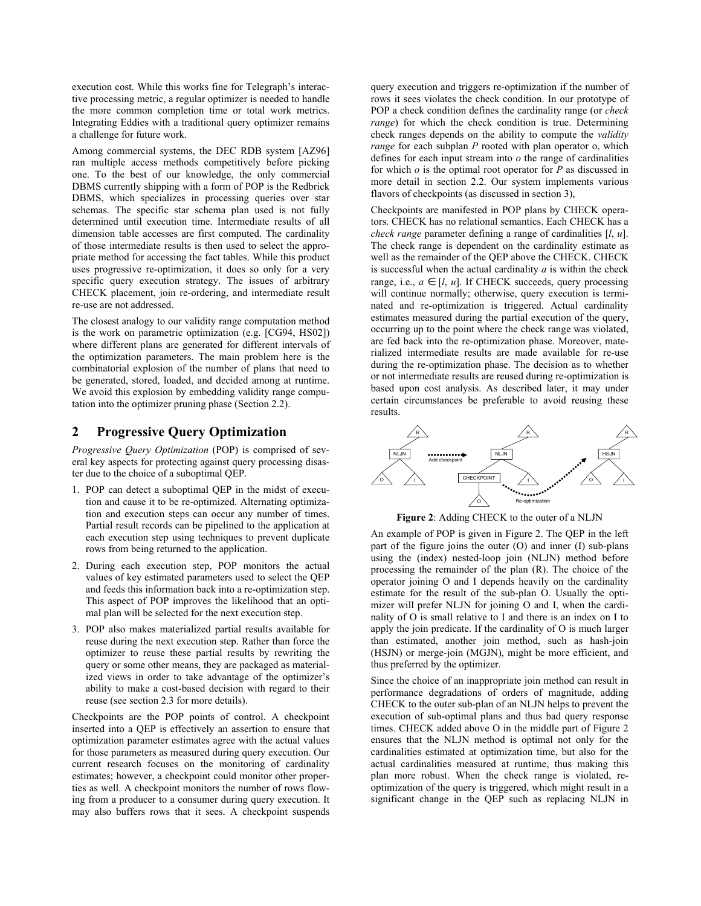execution cost. While this works fine for Telegraph's interactive processing metric, a regular optimizer is needed to handle the more common completion time or total work metrics. Integrating Eddies with a traditional query optimizer remains a challenge for future work.

Among commercial systems, the DEC RDB system [AZ96] ran multiple access methods competitively before picking one. To the best of our knowledge, the only commercial DBMS currently shipping with a form of POP is the Redbrick DBMS, which specializes in processing queries over star schemas. The specific star schema plan used is not fully determined until execution time. Intermediate results of all dimension table accesses are first computed. The cardinality of those intermediate results is then used to select the appropriate method for accessing the fact tables. While this product uses progressive re-optimization, it does so only for a very specific query execution strategy. The issues of arbitrary CHECK placement, join re-ordering, and intermediate result re-use are not addressed.

The closest analogy to our validity range computation method is the work on parametric optimization (e.g. [CG94, HS02]) where different plans are generated for different intervals of the optimization parameters. The main problem here is the combinatorial explosion of the number of plans that need to be generated, stored, loaded, and decided among at runtime. We avoid this explosion by embedding validity range computation into the optimizer pruning phase (Section 2.2).

## 2 Progressive Query Optimization

*Progressive Query Optimization* (POP) is comprised of several key aspects for protecting against query processing disaster due to the choice of a suboptimal QEP.

1. POP can detect a suboptimal QEP in the midst of execution and cause it to be re-optimized. Alternating optimization and execution steps can occur any number of times. Partial result records can be pipelined to the application at each execution step using techniques to prevent duplicate rows from being returned to the application.
2. During each execution step, POP monitors the actual values of key estimated parameters used to select the QEP and feeds this information back into a re-optimization step. This aspect of POP improves the likelihood that an optimal plan will be selected for the next execution step.
3. POP also makes materialized partial results available for reuse during the next execution step. Rather than force the optimizer to reuse these partial results by rewriting the query or some other means, they are packaged as materialized views in order to take advantage of the optimizer's ability to make a cost-based decision with regard to their reuse (see section 2.3 for more details).

Checkpoints are the POP points of control. A checkpoint inserted into a QEP is effectively an assertion to ensure that optimization parameter estimates agree with the actual values for those parameters as measured during query execution. Our current research focuses on the monitoring of cardinality estimates; however, a checkpoint could monitor other properties as well. A checkpoint monitors the number of rows flowing from a producer to a consumer during query execution. It may also buffers rows that it sees. A checkpoint suspends query execution and triggers re-optimization if the number of rows it sees violates the check condition. In our prototype of POP a check condition defines the cardinality range (or *check range*) for which the check condition is true. Determining check ranges depends on the ability to compute the *validity range* for each subplan *P* rooted with plan operator o, which defines for each input stream into *o* the range of cardinalities for which *o* is the optimal root operator for *P* as discussed in more detail in section 2.2. Our system implements various flavors of checkpoints (as discussed in section 3),

Checkpoints are manifested in POP plans by CHECK operators. CHECK has no relational semantics. Each CHECK has a *check range* parameter defining a range of cardinalities $[l, u]$. The check range is dependent on the cardinality estimate as well as the remainder of the QEP above the CHECK. CHECK is successful when the actual cardinality $a$ is within the check range, i.e., $a \in [l, u]$. If CHECK succeeds, query processing will continue normally; otherwise, query execution is terminated and re-optimization is triggered. Actual cardinality estimates measured during the partial execution of the query, occurring up to the point where the check range was violated, are fed back into the re-optimization phase. Moreover, materialized intermediate results are made available for re-use during the re-optimization phase. The decision as to whether or not intermediate results are reused during re-optimization is based upon cost analysis. As described later, it may under certain circumstances be preferable to avoid reusing these results.

**Figure 2**: Adding CHECK to the outer of a NLJN

An example of POP is given in Figure 2. The QEP in the left part of the figure joins the outer (O) and inner (I) sub-plans using the (index) nested-loop join (NLJN) method before processing the remainder of the plan (R). The choice of the operator joining O and I depends heavily on the cardinality estimate for the result of the sub-plan O. Usually the optimizer will prefer NLJN for joining O and I, when the cardinality of O is small relative to I and there is an index on I to apply the join predicate. If the cardinality of O is much larger than estimated, another join method, such as hash-join (HSJN) or merge-join (MGJN), might be more efficient, and thus preferred by the optimizer.

Since the choice of an inappropriate join method can result in performance degradations of orders of magnitude, adding CHECK to the outer sub-plan of an NLJN helps to prevent the execution of sub-optimal plans and thus bad query response times. CHECK added above O in the middle part of Figure 2 ensures that the NLJN method is optimal not only for the cardinalities estimated at optimization time, but also for the actual cardinalities measured at runtime, thus making this plan more robust. When the check range is violated, re-optimization of the query is triggered, which might result in a significant change in the QEP such as replacing NLJN in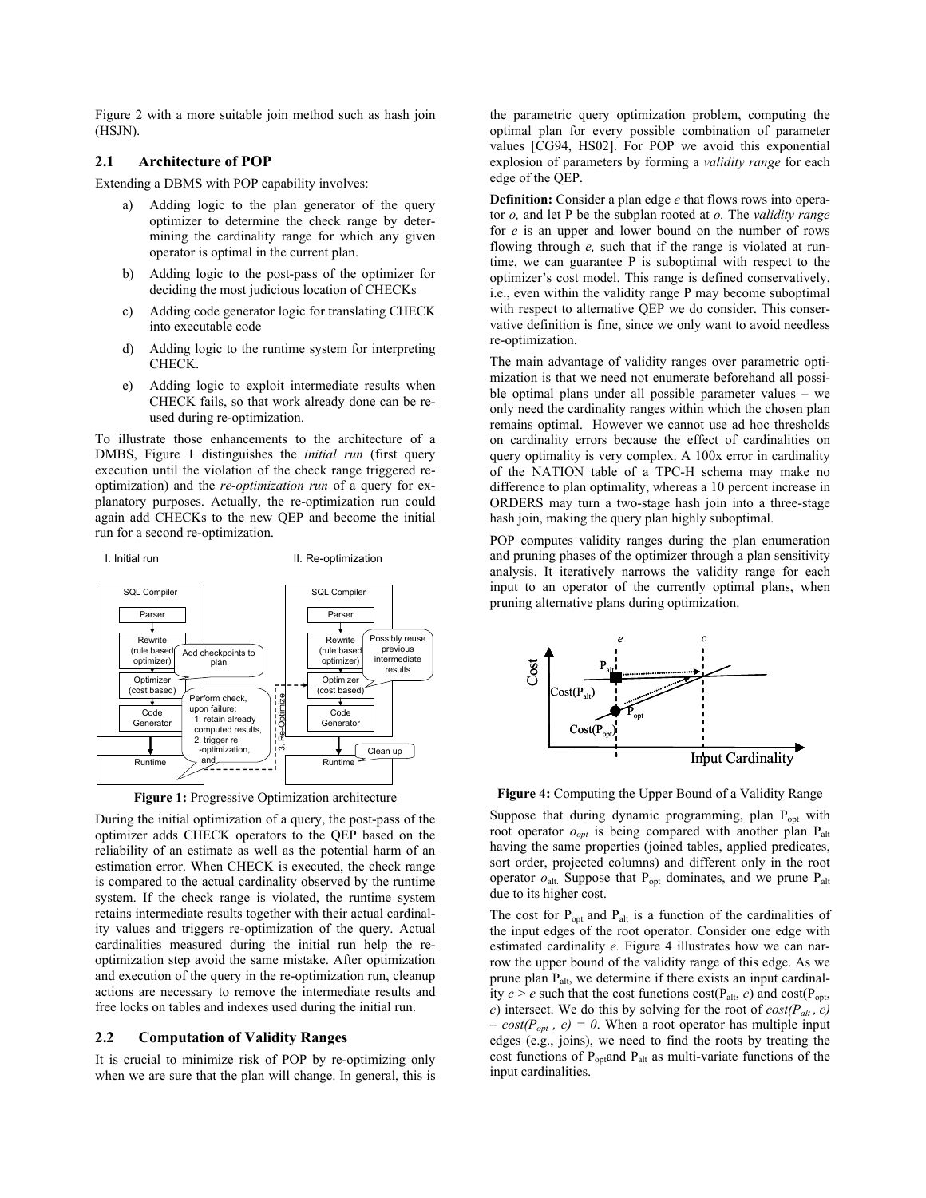Figure 2 with a more suitable join method such as hash join (HSJN).

## 2.1 Architecture of POP

Extending a DBMS with POP capability involves:

a) Adding logic to the plan generator of the query optimizer to determine the check range by determining the cardinality range for which any given operator is optimal in the current plan.

b) Adding logic to the post-pass of the optimizer for deciding the most judicious location of CHECKs

c) Adding code generator logic for translating CHECK into executable code

d) Adding logic to the runtime system for interpreting CHECK.

e) Adding logic to exploit intermediate results when CHECK fails, so that work already done can be reused during re-optimization.

To illustrate those enhancements to the architecture of a DMBS, Figure 1 distinguishes the *initial run* (first query execution until the violation of the check range triggered re-optimization) and the *re-optimization run* of a query for explanatory purposes. Actually, the re-optimization run could again add CHECKs to the new QEP and become the initial run for a second re-optimization.

I. Initial run

II. Re-optimization

SQL Compiler

Parser

Rewrite (rule based optimizer)

Add checkpoints to plan

Optimizer (cost based)

Code Generator

Perform check, upon failure: 1. retain already computed results, 2. trigger re -optimization, and

Runtime

3. Re-Optimize

SQL Compiler

Parser

Rewrite (rule based optimizer)

Possibly reuse previous intermediate results

Optimizer (cost based)

Code Generator

Clean up

Runtime

**Figure 1:** Progressive Optimization architecture

During the initial optimization of a query, the post-pass of the optimizer adds CHECK operators to the QEP based on the reliability of an estimate as well as the potential harm of an estimation error. When CHECK is executed, the check range is compared to the actual cardinality observed by the runtime system. If the check range is violated, the runtime system retains intermediate results together with their actual cardinality values and triggers re-optimization of the query. Actual cardinalities measured during the initial run help the re-optimization step avoid the same mistake. After optimization and execution of the query in the re-optimization run, cleanup actions are necessary to remove the intermediate results and free locks on tables and indexes used during the initial run.

## 2.2 Computation of Validity Ranges

It is crucial to minimize risk of POP by re-optimizing only when we are sure that the plan will change. In general, this is the parametric query optimization problem, computing the optimal plan for every possible combination of parameter values [CG94, HS02]. For POP we avoid this exponential explosion of parameters by forming a *validity range* for each edge of the QEP.

**Definition:** Consider a plan edge *e* that flows rows into operator *o,* and let P be the subplan rooted at *o.* The *validity range* for *e* is an upper and lower bound on the number of rows flowing through *e,* such that if the range is violated at runtime, we can guarantee P is suboptimal with respect to the optimizer's cost model. This range is defined conservatively, i.e., even within the validity range P may become suboptimal with respect to alternative QEP we do consider. This conservative definition is fine, since we only want to avoid needless re-optimization.

The main advantage of validity ranges over parametric optimization is that we need not enumerate beforehand all possible optimal plans under all possible parameter values – we only need the cardinality ranges within which the chosen plan remains optimal. However we cannot use ad hoc thresholds on cardinality errors because the effect of cardinalities on query optimality is very complex. A 100x error in cardinality of the NATION table of a TPC-H schema may make no difference to plan optimality, whereas a 10 percent increase in ORDERS may turn a two-stage hash join into a three-stage hash join, making the query plan highly suboptimal.

POP computes validity ranges during the plan enumeration and pruning phases of the optimizer through a plan sensitivity analysis. It iteratively narrows the validity range for each input to an operator of the currently optimal plans, when pruning alternative plans during optimization.

Cost

e

c

$P_{alt}$

$Cost(P_{alt})$

$P_{opt}$

$Cost(P_{opt})$

Input Cardinality

**Figure 4:** Computing the Upper Bound of a Validity Range

Suppose that during dynamic programming, plan $P_{opt}$ with root operator $o_{opt}$ is being compared with another plan $P_{alt}$ having the same properties (joined tables, applied predicates, sort order, projected columns) and different only in the root operator $o_{alt}$. Suppose that $P_{opt}$ dominates, and we prune $P_{alt}$ due to its higher cost.

The cost for $P_{opt}$ and $P_{alt}$ is a function of the cardinalities of the input edges of the root operator. Consider one edge with estimated cardinality *e.* Figure 4 illustrates how we can narrow the upper bound of the validity range of this edge. As we prune plan $P_{alt}$, we determine if there exists an input cardinality $c > e$ such that the cost functions $cost(P_{alt}, c)$ and $cost(P_{opt}, c)$ intersect. We do this by solving for the root of $cost(P_{alt}, c) - cost(P_{opt}, c) = 0$. When a root operator has multiple input edges (e.g., joins), we need to find the roots by treating the cost functions of $P_{opt}$ and $P_{alt}$ as multi-variate functions of the input cardinalities.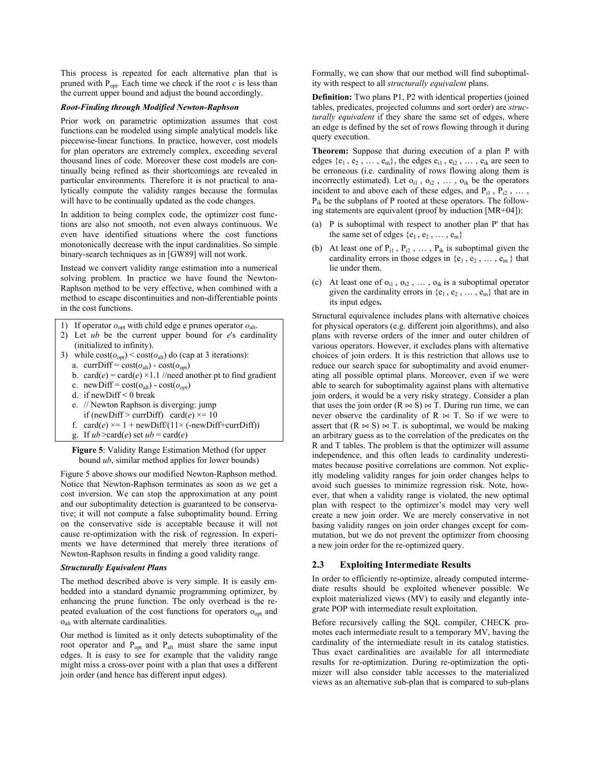This process is repeated for each alternative plan that is pruned with $P_{opt}$. Each time we check if the root *c* is less than the current upper bound and adjust the bound accordingly.

***Root-Finding through Modified Newton-Raphson***

Prior work on parametric optimization assumes that cost functions can be modeled using simple analytical models like piecewise-linear functions. In practice, however, cost models for plan operators are extremely complex, exceeding several thousand lines of code. Moreover these cost models are continually being refined as their shortcomings are revealed in particular environments. Therefore it is not practical to analytically compute the validity ranges because the formulas will have to be continually updated as the code changes.

In addition to being complex code, the optimizer cost functions are also not smooth, not even always continuous. We even have identified situations where the cost functions monotonically decrease with the input cardinalities. So simple binary-search techniques as in [GW89] will not work.

Instead we convert validity range estimation into a numerical solving problem. In practice we have found the Newton-Raphson method to be very effective, when combined with a method to escape discontinuities and non-differentiable points in the cost functions.

```
1) If operator o_opt with child edge e prunes operator o_alt.
2) Let ub be the current upper bound for e's cardinality
   (initialized to infinity).
3) while cost(o_opt) < cost(o_alt) do (cap at 3 iterations):
   a. currDiff = cost(o_alt) - cost(o_opt)
   b. card(e) = card(e) ×1.1 //need another pt to find gradient
   c. newDiff = cost(o_alt) - cost(o_opt)
   d. if newDiff < 0 break
   e. // Newton Raphson is diverging: jump
      if (newDiff > currDiff)   card(e) ×= 10
   f. card(e) ×= 1 + newDiff/(11× (-newDiff+currDiff))
   g. If ub >card(e) set ub = card(e)
```

**Figure 5**: Validity Range Estimation Method (for upper bound *ub*, similar method applies for lower bounds)

Figure 5 above shows our modified Newton-Raphson method. Notice that Newton-Raphson terminates as soon as we get a cost inversion. We can stop the approximation at any point and our suboptimality detection is guaranteed to be conservative; it will not compute a false suboptimality bound. Erring on the conservative side is acceptable because it will not cause re-optimization with the risk of regression. In experiments we have determined that merely three iterations of Newton-Raphson results in finding a good validity range.

***Structurally Equivalent Plans***

The method described above is very simple. It is easily embedded into a standard dynamic programming optimizer, by enhancing the prune function. The only overhead is the repeated evaluation of the cost functions for operators $o_{opt}$ and $o_{alt}$ with alternate cardinalities.

Our method is limited as it only detects suboptimality of the root operator and $P_{opt}$ and $P_{alt}$ must share the same input edges. It is easy to see for example that the validity range might miss a cross-over point with a plan that uses a different join order (and hence has different input edges).

Formally, we can show that our method will find suboptimality with respect to all *structurally equivalent* plans.

**Definition:** Two plans P1, P2 with identical properties (joined tables, predicates, projected columns and sort order) are *structurally equivalent* if they share the same set of edges, where an edge is defined by the set of rows flowing through it during query execution.

**Theorem:** Suppose that during execution of a plan P with edges $\{e_1, e_2, \ldots, e_m\}$, the edges $e_{i1}, e_{i2}, \ldots, e_{ik}$ are seen to be erroneous (i.e. cardinality of rows flowing along them is incorrectly estimated). Let $o_{i1}, o_{i2}, \ldots, o_{ik}$ be the operators incident to and above each of these edges, and $P_{i1}, P_{i2}, \ldots, P_{ik}$ be the subplans of P rooted at these operators. The following statements are equivalent (proof by induction [MR+04]):

(a) P is suboptimal with respect to another plan P' that has the same set of edges $\{e_1, e_2, \ldots, e_m\}$

(b) At least one of $P_{i1}, P_{i2}, \ldots, P_{ik}$ is suboptimal given the cardinality errors in those edges in $\{e_1, e_2, \ldots, e_m\}$ that lie under them.

(c) At least one of $o_{i1}, o_{i2}, \ldots, o_{ik}$ is a suboptimal operator given the cardinality errors in $\{e_1, e_2, \ldots, e_m\}$ that are in its input edges**.**

Structural equivalence includes plans with alternative choices for physical operators (e.g. different join algorithms), and also plans with reverse orders of the inner and outer children of various operators. However, it excludes plans with alternative join orders. It is this restriction that allows use to reduce our search space for suboptimality and avoid enumerating all possible optimal plans. Moreover, even if we were able to search for suboptimality against plans with alternative join orders, it would be a very risky strategy. Consider a plan that uses the join order $(R \bowtie S) \bowtie T$. During run time, we can never observe the cardinality of $R \bowtie T$. So if we were to assert that $(R \bowtie S) \bowtie T$. is suboptimal, we would be making an arbitrary guess as to the correlation of the predicates on the R and T tables. The problem is that the optimizer will assume independence, and this often leads to cardinality underestimates because positive correlations are common. Not explicitly modeling validity ranges for join order changes helps to avoid such guesses to minimize regression risk. Note, however, that when a validity range is violated, the new optimal plan with respect to the optimizer's model may very well create a new join order. We are merely conservative in not basing validity ranges on join order changes except for commutation, but we do not prevent the optimizer from choosing a new join order for the re-optimized query.

## 2.3 Exploiting Intermediate Results

In order to efficiently re-optimize, already computed intermediate results should be exploited whenever possible. We exploit materialized views (MV) to easily and elegantly integrate POP with intermediate result exploitation.

Before recursively calling the SQL compiler, CHECK promotes each intermediate result to a temporary MV, having the cardinality of the intermediate result in its catalog statistics. Thus exact cardinalities are available for all intermediate results for re-optimization. During re-optimization the optimizer will also consider table accesses to the materialized views as an alternative sub-plan that is compared to sub-plans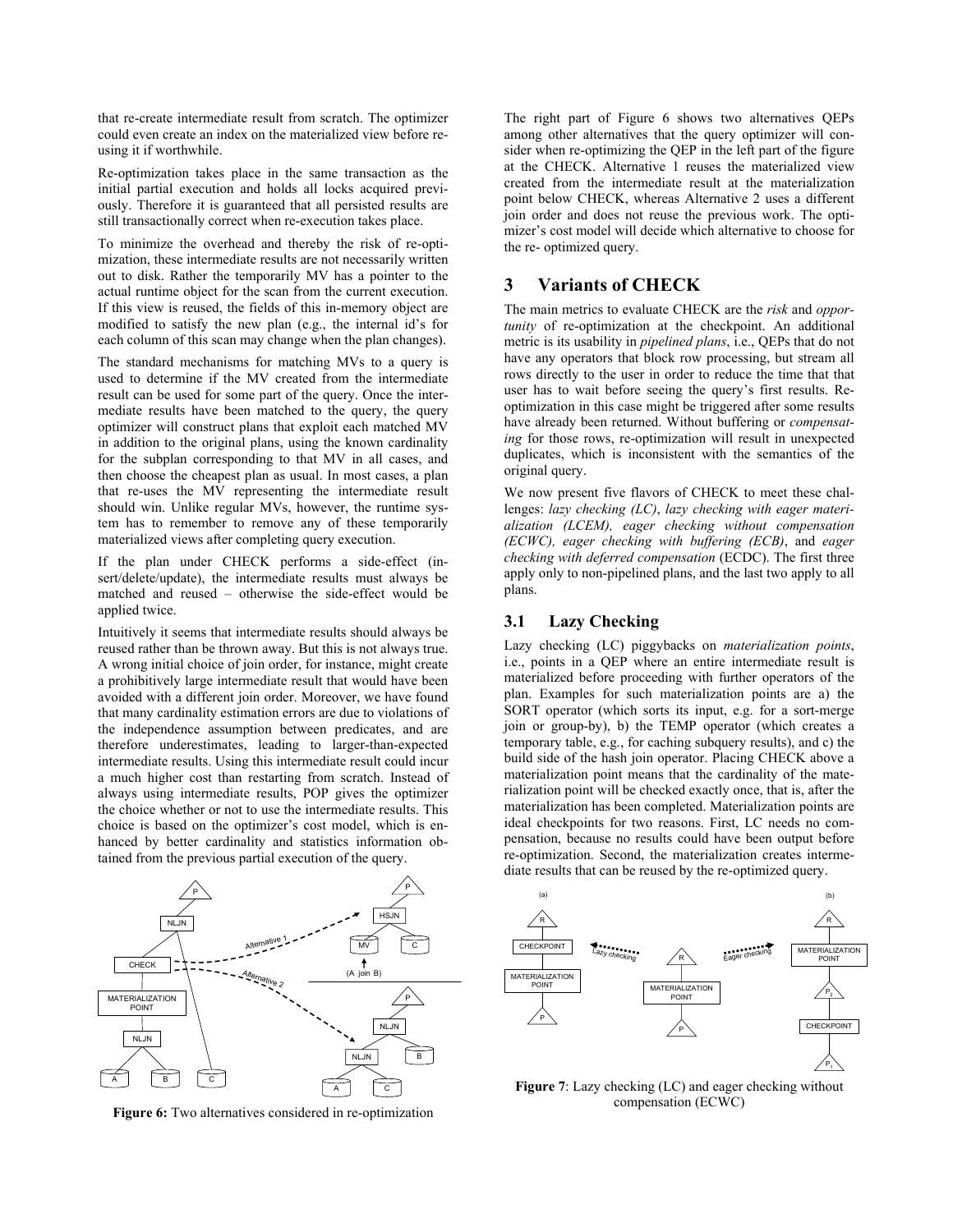that re-create intermediate result from scratch. The optimizer could even create an index on the materialized view before re-using it if worthwhile.

Re-optimization takes place in the same transaction as the initial partial execution and holds all locks acquired previously. Therefore it is guaranteed that all persisted results are still transactionally correct when re-execution takes place.

To minimize the overhead and thereby the risk of re-optimization, these intermediate results are not necessarily written out to disk. Rather the temporarily MV has a pointer to the actual runtime object for the scan from the current execution. If this view is reused, the fields of this in-memory object are modified to satisfy the new plan (e.g., the internal id's for each column of this scan may change when the plan changes).

The standard mechanisms for matching MVs to a query is used to determine if the MV created from the intermediate result can be used for some part of the query. Once the intermediate results have been matched to the query, the query optimizer will construct plans that exploit each matched MV in addition to the original plans, using the known cardinality for the subplan corresponding to that MV in all cases, and then choose the cheapest plan as usual. In most cases, a plan that re-uses the MV representing the intermediate result should win. Unlike regular MVs, however, the runtime system has to remember to remove any of these temporarily materialized views after completing query execution.

If the plan under CHECK performs a side-effect (insert/delete/update), the intermediate results must always be matched and reused – otherwise the side-effect would be applied twice.

Intuitively it seems that intermediate results should always be reused rather than be thrown away. But this is not always true. A wrong initial choice of join order, for instance, might create a prohibitively large intermediate result that would have been avoided with a different join order. Moreover, we have found that many cardinality estimation errors are due to violations of the independence assumption between predicates, and are therefore underestimates, leading to larger-than-expected intermediate results. Using this intermediate result could incur a much higher cost than restarting from scratch. Instead of always using intermediate results, POP gives the optimizer the choice whether or not to use the intermediate results. This choice is based on the optimizer's cost model, which is enhanced by better cardinality and statistics information obtained from the previous partial execution of the query.

P
NLJN
CHECK
MATERIALIZATION POINT
NLJN
A B C
Alternative 1
Alternative 2
P
HSJN
MV C
(A join B)
P
NLJN
NLJN B
A C

**Figure 6:** Two alternatives considered in re-optimization

The right part of Figure 6 shows two alternatives QEPs among other alternatives that the query optimizer will consider when re-optimizing the QEP in the left part of the figure at the CHECK. Alternative 1 reuses the materialized view created from the intermediate result at the materialization point below CHECK, whereas Alternative 2 uses a different join order and does not reuse the previous work. The optimizer's cost model will decide which alternative to choose for the re- optimized query.

## 3 Variants of CHECK

The main metrics to evaluate CHECK are the *risk* and *opportunity* of re-optimization at the checkpoint. An additional metric is its usability in *pipelined plans*, i.e., QEPs that do not have any operators that block row processing, but stream all rows directly to the user in order to reduce the time that that user has to wait before seeing the query's first results. Re-optimization in this case might be triggered after some results have already been returned. Without buffering or *compensating* for those rows, re-optimization will result in unexpected duplicates, which is inconsistent with the semantics of the original query.

We now present five flavors of CHECK to meet these challenges: *lazy checking (LC)*, *lazy checking with eager materialization (LCEM), eager checking without compensation (ECWC), eager checking with buffering (ECB)*, and *eager checking with deferred compensation* (ECDC). The first three apply only to non-pipelined plans, and the last two apply to all plans.

### 3.1 Lazy Checking

Lazy checking (LC) piggybacks on *materialization points*, i.e., points in a QEP where an entire intermediate result is materialized before proceeding with further operators of the plan. Examples for such materialization points are a) the SORT operator (which sorts its input, e.g. for a sort-merge join or group-by), b) the TEMP operator (which creates a temporary table, e.g., for caching subquery results), and c) the build side of the hash join operator. Placing CHECK above a materialization point means that the cardinality of the materialization point will be checked exactly once, that is, after the materialization has been completed. Materialization points are ideal checkpoints for two reasons. First, LC needs no compensation, because no results could have been output before re-optimization. Second, the materialization creates intermediate results that can be reused by the re-optimized query.

(a)
R
CHECKPOINT
MATERIALIZATION POINT
P
Lazy checking
R
MATERIALIZATION POINT
P
Eager checking
(b)
R
MATERIALIZATION POINT
$P_2$
CHECKPOINT
$P_1$

**Figure 7**: Lazy checking (LC) and eager checking without compensation (ECWC)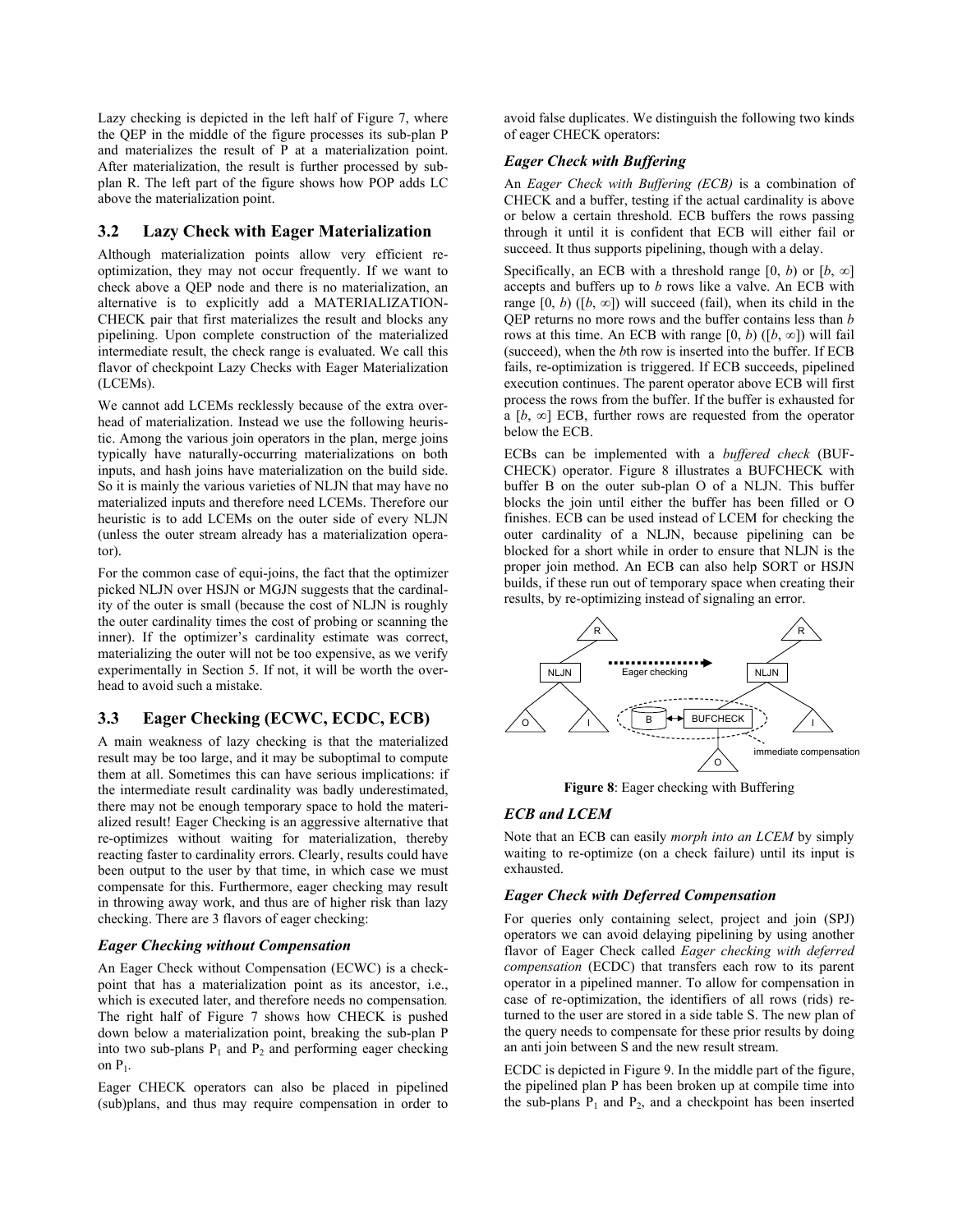Lazy checking is depicted in the left half of Figure 7, where the QEP in the middle of the figure processes its sub-plan P and materializes the result of P at a materialization point. After materialization, the result is further processed by sub-plan R. The left part of the figure shows how POP adds LC above the materialization point.

## 3.2 Lazy Check with Eager Materialization

Although materialization points allow very efficient re-optimization, they may not occur frequently. If we want to check above a QEP node and there is no materialization, an alternative is to explicitly add a MATERIALIZATION-CHECK pair that first materializes the result and blocks any pipelining. Upon complete construction of the materialized intermediate result, the check range is evaluated. We call this flavor of checkpoint Lazy Checks with Eager Materialization (LCEMs).

We cannot add LCEMs recklessly because of the extra overhead of materialization. Instead we use the following heuristic. Among the various join operators in the plan, merge joins typically have naturally-occurring materializations on both inputs, and hash joins have materialization on the build side. So it is mainly the various varieties of NLJN that may have no materialized inputs and therefore need LCEMs. Therefore our heuristic is to add LCEMs on the outer side of every NLJN (unless the outer stream already has a materialization operator).

For the common case of equi-joins, the fact that the optimizer picked NLJN over HSJN or MGJN suggests that the cardinality of the outer is small (because the cost of NLJN is roughly the outer cardinality times the cost of probing or scanning the inner). If the optimizer's cardinality estimate was correct, materializing the outer will not be too expensive, as we verify experimentally in Section 5. If not, it will be worth the overhead to avoid such a mistake.

## 3.3 Eager Checking (ECWC, ECDC, ECB)

A main weakness of lazy checking is that the materialized result may be too large, and it may be suboptimal to compute them at all. Sometimes this can have serious implications: if the intermediate result cardinality was badly underestimated, there may not be enough temporary space to hold the materialized result! Eager Checking is an aggressive alternative that re-optimizes without waiting for materialization, thereby reacting faster to cardinality errors. Clearly, results could have been output to the user by that time, in which case we must compensate for this. Furthermore, eager checking may result in throwing away work, and thus are of higher risk than lazy checking. There are 3 flavors of eager checking:

### *Eager Checking without Compensation*

An Eager Check without Compensation (ECWC) is a checkpoint that has a materialization point as its ancestor, i.e., which is executed later, and therefore needs no compensation. The right half of Figure 7 shows how CHECK is pushed down below a materialization point, breaking the sub-plan P into two sub-plans $P_1$ and $P_2$ and performing eager checking on $P_1$.

Eager CHECK operators can also be placed in pipelined (sub)plans, and thus may require compensation in order to avoid false duplicates. We distinguish the following two kinds of eager CHECK operators:

### *Eager Check with Buffering*

An *Eager Check with Buffering (ECB)* is a combination of CHECK and a buffer, testing if the actual cardinality is above or below a certain threshold. ECB buffers the rows passing through it until it is confident that ECB will either fail or succeed. It thus supports pipelining, though with a delay.

Specifically, an ECB with a threshold range $[0, b)$ or $[b, \infty]$ accepts and buffers up to $b$ rows like a valve. An ECB with range $[0, b)$ ($[b, \infty]$) will succeed (fail), when its child in the QEP returns no more rows and the buffer contains less than $b$ rows at this time. An ECB with range $[0, b)$ ($[b, \infty]$) will fail (succeed), when the $b$th row is inserted into the buffer. If ECB fails, re-optimization is triggered. If ECB succeeds, pipelined execution continues. The parent operator above ECB will first process the rows from the buffer. If the buffer is exhausted for a $[b, \infty]$ ECB, further rows are requested from the operator below the ECB.

ECBs can be implemented with a *buffered check* (BUFCHECK) operator. Figure 8 illustrates a BUFCHECK with buffer B on the outer sub-plan O of a NLJN. This buffer blocks the join until either the buffer has been filled or O finishes. ECB can be used instead of LCEM for checking the outer cardinality of a NLJN, because pipelining can be blocked for a short while in order to ensure that NLJN is the proper join method. An ECB can also help SORT or HSJN builds, if these run out of temporary space when creating their results, by re-optimizing instead of signaling an error.

R
NLJN
O
I
Eager checking
R
NLJN
B
BUFCHECK
I
O
immediate compensation

**Figure 8**: Eager checking with Buffering

### *ECB and LCEM*

Note that an ECB can easily *morph into an LCEM* by simply waiting to re-optimize (on a check failure) until its input is exhausted.

### *Eager Check with Deferred Compensation*

For queries only containing select, project and join (SPJ) operators we can avoid delaying pipelining by using another flavor of Eager Check called *Eager checking with deferred compensation* (ECDC) that transfers each row to its parent operator in a pipelined manner. To allow for compensation in case of re-optimization, the identifiers of all rows (rids) returned to the user are stored in a side table S. The new plan of the query needs to compensate for these prior results by doing an anti join between S and the new result stream.

ECDC is depicted in Figure 9. In the middle part of the figure, the pipelined plan P has been broken up at compile time into the sub-plans $P_1$ and $P_2$, and a checkpoint has been inserted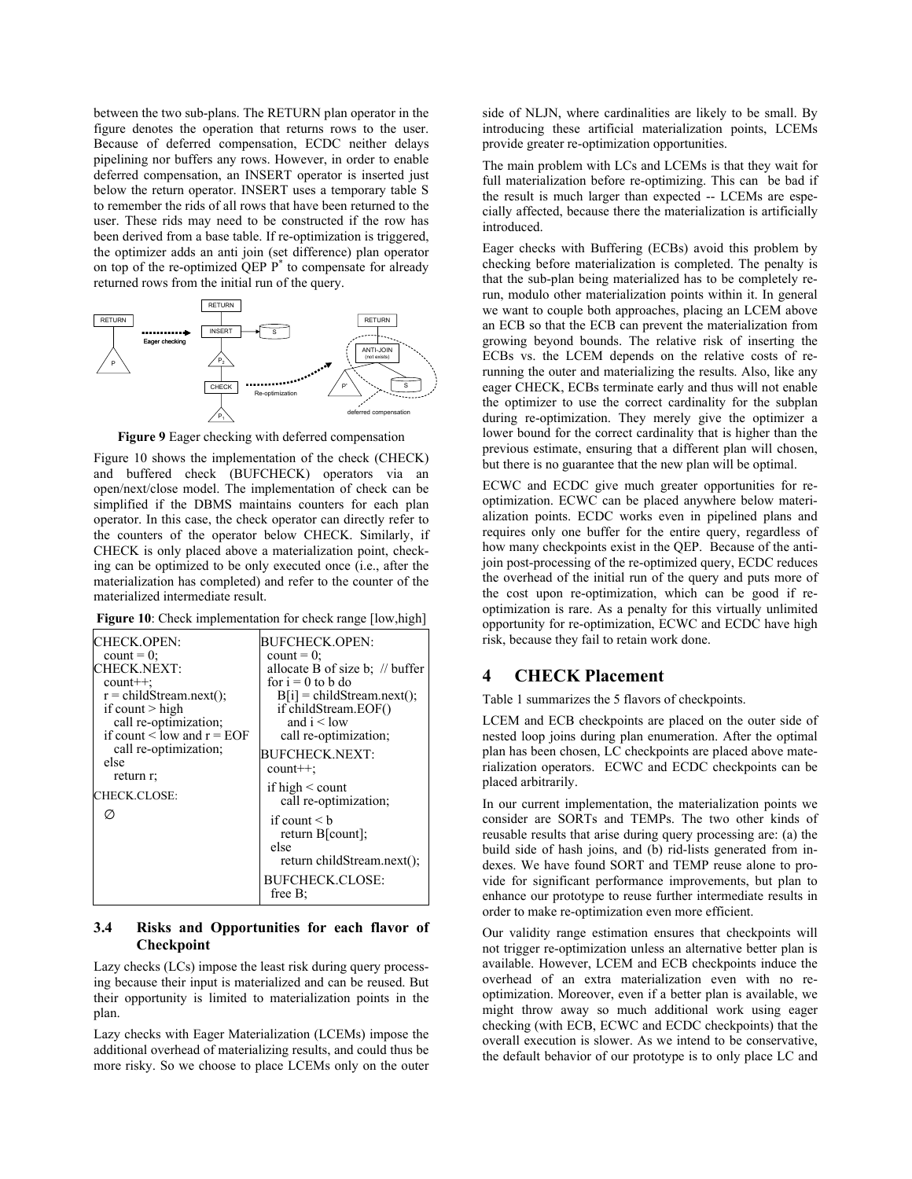between the two sub-plans. The RETURN plan operator in the figure denotes the operation that returns rows to the user. Because of deferred compensation, ECDC neither delays pipelining nor buffers any rows. However, in order to enable deferred compensation, an INSERT operator is inserted just below the return operator. INSERT uses a temporary table S to remember the rids of all rows that have been returned to the user. These rids may need to be constructed if the row has been derived from a base table. If re-optimization is triggered, the optimizer adds an anti join (set difference) plan operator on top of the re-optimized QEP $P^*$ to compensate for already returned rows from the initial run of the query.

RETURN
Eager checking
P
RETURN
INSERT
S
$P_2$
CHECK
$P_1$
Re-optimization
RETURN
ANTI-JOIN (not exists)
P'
S
deferred compensation

**Figure 9** Eager checking with deferred compensation

Figure 10 shows the implementation of the check (CHECK) and buffered check (BUFCHECK) operators via an open/next/close model. The implementation of check can be simplified if the DBMS maintains counters for each plan operator. In this case, the check operator can directly refer to the counters of the operator below CHECK. Similarly, if CHECK is only placed above a materialization point, checking can be optimized to be only executed once (i.e., after the materialization has completed) and refer to the counter of the materialized intermediate result.

**Figure 10**: Check implementation for check range [low,high]

| | |
|---|---|
| CHECK.OPEN:<br>  count = 0;<br>CHECK.NEXT:<br>  count++;<br>  r = childStream.next();<br>  if count > high<br>    call re-optimization;<br>  if count < low and r = EOF<br>    call re-optimization;<br>  else<br>    return r;<br>CHECK.CLOSE:<br>  ∅ | BUFCHECK.OPEN:<br>  count = 0;<br>  allocate B of size b; // buffer<br>  for i = 0 to b do<br>    B[i] = childStream.next();<br>    if childStream.EOF()<br>      and i < low<br>      call re-optimization;<br>BUFCHECK.NEXT:<br>  count++;<br>  if high < count<br>    call re-optimization;<br>  if count < b<br>    return B[count];<br>  else<br>    return childStream.next();<br>BUFCHECK.CLOSE:<br>  free B; |

### 3.4 Risks and Opportunities for each flavor of Checkpoint

Lazy checks (LCs) impose the least risk during query processing because their input is materialized and can be reused. But their opportunity is limited to materialization points in the plan.

Lazy checks with Eager Materialization (LCEMs) impose the additional overhead of materializing results, and could thus be more risky. So we choose to place LCEMs only on the outer side of NLJN, where cardinalities are likely to be small. By introducing these artificial materialization points, LCEMs provide greater re-optimization opportunities.

The main problem with LCs and LCEMs is that they wait for full materialization before re-optimizing. This can be bad if the result is much larger than expected -- LCEMs are especially affected, because there the materialization is artificially introduced.

Eager checks with Buffering (ECBs) avoid this problem by checking before materialization is completed. The penalty is that the sub-plan being materialized has to be completely rerun, modulo other materialization points within it. In general we want to couple both approaches, placing an LCEM above an ECB so that the ECB can prevent the materialization from growing beyond bounds. The relative risk of inserting the ECBs vs. the LCEM depends on the relative costs of rerunning the outer and materializing the results. Also, like any eager CHECK, ECBs terminate early and thus will not enable the optimizer to use the correct cardinality for the subplan during re-optimization. They merely give the optimizer a lower bound for the correct cardinality that is higher than the previous estimate, ensuring that a different plan will chosen, but there is no guarantee that the new plan will be optimal.

ECWC and ECDC give much greater opportunities for re-optimization. ECWC can be placed anywhere below materialization points. ECDC works even in pipelined plans and requires only one buffer for the entire query, regardless of how many checkpoints exist in the QEP. Because of the anti-join post-processing of the re-optimized query, ECDC reduces the overhead of the initial run of the query and puts more of the cost upon re-optimization, which can be good if re-optimization is rare. As a penalty for this virtually unlimited opportunity for re-optimization, ECWC and ECDC have high risk, because they fail to retain work done.

## 4 CHECK Placement

Table 1 summarizes the 5 flavors of checkpoints.

LCEM and ECB checkpoints are placed on the outer side of nested loop joins during plan enumeration. After the optimal plan has been chosen, LC checkpoints are placed above materialization operators. ECWC and ECDC checkpoints can be placed arbitrarily.

In our current implementation, the materialization points we consider are SORTs and TEMPs. The two other kinds of reusable results that arise during query processing are: (a) the build side of hash joins, and (b) rid-lists generated from indexes. We have found SORT and TEMP reuse alone to provide for significant performance improvements, but plan to enhance our prototype to reuse further intermediate results in order to make re-optimization even more efficient.

Our validity range estimation ensures that checkpoints will not trigger re-optimization unless an alternative better plan is available. However, LCEM and ECB checkpoints induce the overhead of an extra materialization even with no re-optimization. Moreover, even if a better plan is available, we might throw away so much additional work using eager checking (with ECB, ECWC and ECDC checkpoints) that the overall execution is slower. As we intend to be conservative, the default behavior of our prototype is to only place LC and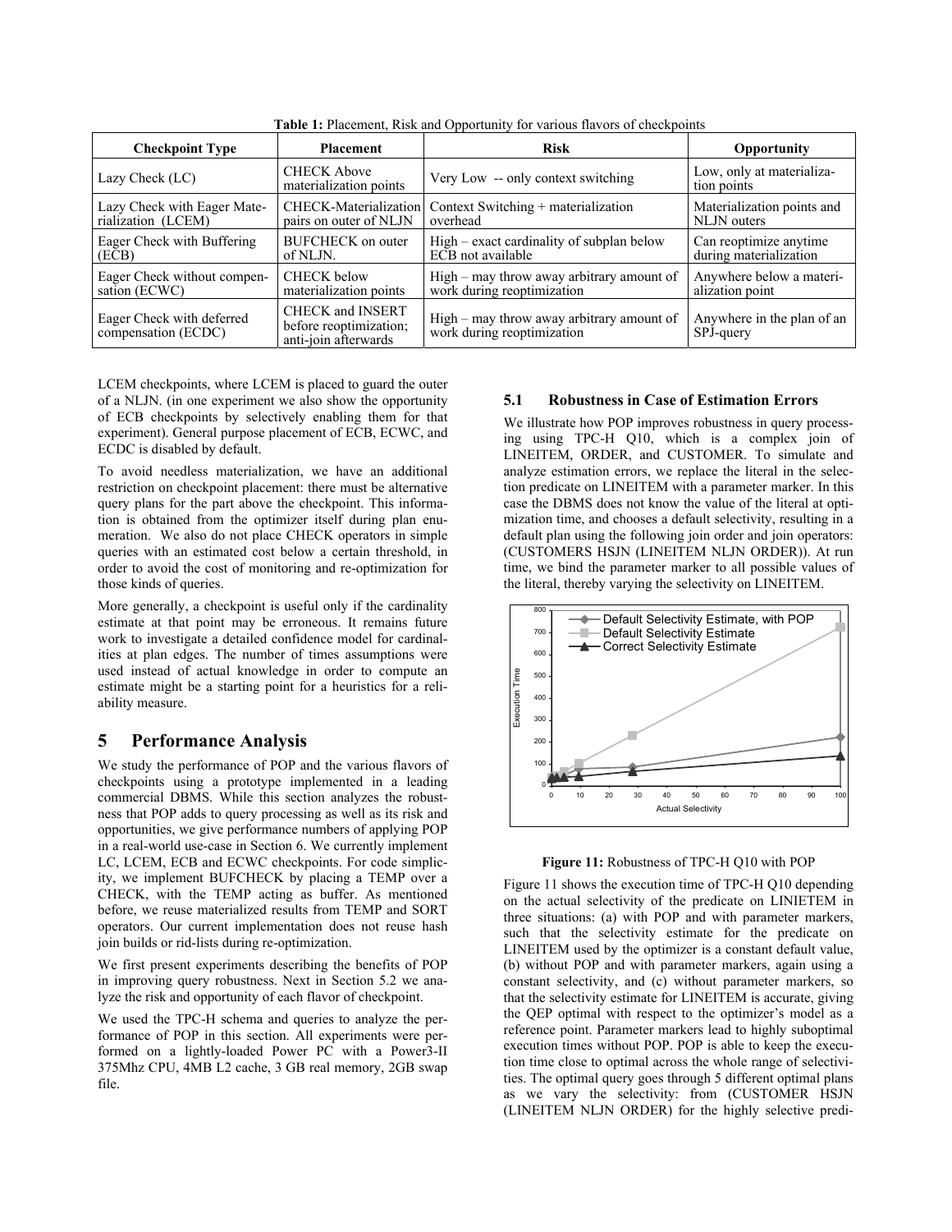**Table 1:** Placement, Risk and Opportunity for various flavors of checkpoints

| Checkpoint Type | Placement | Risk | Opportunity |
|---|---|---|---|
| Lazy Check (LC) | CHECK Above materialization points | Very Low -- only context switching | Low, only at materialization points |
| Lazy Check with Eager Materialization (LCEM) | CHECK-Materialization pairs on outer of NLJN | Context Switching + materialization overhead | Materialization points and NLJN outers |
| Eager Check with Buffering (ECB) | BUFCHECK on outer of NLJN. | High – exact cardinality of subplan below ECB not available | Can reoptimize anytime during materialization |
| Eager Check without compensation (ECWC) | CHECK below materialization points | High – may throw away arbitrary amount of work during reoptimization | Anywhere below a materialization point |
| Eager Check with deferred compensation (ECDC) | CHECK and INSERT before reoptimization; anti-join afterwards | High – may throw away arbitrary amount of work during reoptimization | Anywhere in the plan of an SPJ-query |

LCEM checkpoints, where LCEM is placed to guard the outer of a NLJN. (in one experiment we also show the opportunity of ECB checkpoints by selectively enabling them for that experiment). General purpose placement of ECB, ECWC, and ECDC is disabled by default.

To avoid needless materialization, we have an additional restriction on checkpoint placement: there must be alternative query plans for the part above the checkpoint. This information is obtained from the optimizer itself during plan enumeration. We also do not place CHECK operators in simple queries with an estimated cost below a certain threshold, in order to avoid the cost of monitoring and re-optimization for those kinds of queries.

More generally, a checkpoint is useful only if the cardinality estimate at that point may be erroneous. It remains future work to investigate a detailed confidence model for cardinalities at plan edges. The number of times assumptions were used instead of actual knowledge in order to compute an estimate might be a starting point for a heuristics for a reliability measure.

# 5 Performance Analysis

We study the performance of POP and the various flavors of checkpoints using a prototype implemented in a leading commercial DBMS. While this section analyzes the robustness that POP adds to query processing as well as its risk and opportunities, we give performance numbers of applying POP in a real-world use-case in Section 6. We currently implement LC, LCEM, ECB and ECWC checkpoints. For code simplicity, we implement BUFCHECK by placing a TEMP over a CHECK, with the TEMP acting as buffer. As mentioned before, we reuse materialized results from TEMP and SORT operators. Our current implementation does not reuse hash join builds or rid-lists during re-optimization.

We first present experiments describing the benefits of POP in improving query robustness. Next in Section 5.2 we analyze the risk and opportunity of each flavor of checkpoint.

We used the TPC-H schema and queries to analyze the performance of POP in this section. All experiments were performed on a lightly-loaded Power PC with a Power3-II 375Mhz CPU, 4MB L2 cache, 3 GB real memory, 2GB swap file.

## 5.1 Robustness in Case of Estimation Errors

We illustrate how POP improves robustness in query processing using TPC-H Q10, which is a complex join of LINEITEM, ORDER, and CUSTOMER. To simulate and analyze estimation errors, we replace the literal in the selection predicate on LINEITEM with a parameter marker. In this case the DBMS does not know the value of the literal at optimization time, and chooses a default selectivity, resulting in a default plan using the following join order and join operators: (CUSTOMERS HSJN (LINEITEM NLJN ORDER)). At run time, we bind the parameter marker to all possible values of the literal, thereby varying the selectivity on LINEITEM.

Default Selectivity Estimate, with POP
Default Selectivity Estimate
Correct Selectivity Estimate

Execution Time
0
100
200
300
400
500
600
700
800

Actual Selectivity
0 10 20 30 40 50 60 70 80 90 100

**Figure 11:** Robustness of TPC-H Q10 with POP

Figure 11 shows the execution time of TPC-H Q10 depending on the actual selectivity of the predicate on LINIETEM in three situations: (a) with POP and with parameter markers, such that the selectivity estimate for the predicate on LINEITEM used by the optimizer is a constant default value, (b) without POP and with parameter markers, again using a constant selectivity, and (c) without parameter markers, so that the selectivity estimate for LINEITEM is accurate, giving the QEP optimal with respect to the optimizer's model as a reference point. Parameter markers lead to highly suboptimal execution times without POP. POP is able to keep the execution time close to optimal across the whole range of selectivities. The optimal query goes through 5 different optimal plans as we vary the selectivity: from (CUSTOMER HSJN (LINEITEM NLJN ORDER) for the highly selective predi-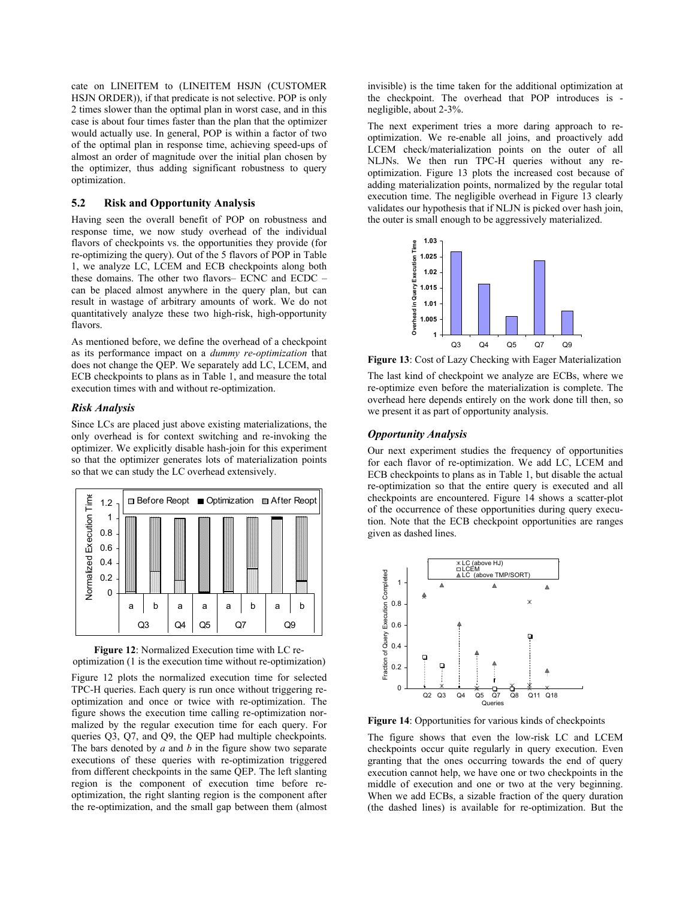cate on LINEITEM to (LINEITEM HSJN (CUSTOMER HSJN ORDER)), if that predicate is not selective. POP is only 2 times slower than the optimal plan in worst case, and in this case is about four times faster than the plan that the optimizer would actually use. In general, POP is within a factor of two of the optimal plan in response time, achieving speed-ups of almost an order of magnitude over the initial plan chosen by the optimizer, thus adding significant robustness to query optimization.

### 5.2 Risk and Opportunity Analysis

Having seen the overall benefit of POP on robustness and response time, we now study overhead of the individual flavors of checkpoints vs. the opportunities they provide (for re-optimizing the query). Out of the 5 flavors of POP in Table 1, we analyze LC, LCEM and ECB checkpoints along both these domains. The other two flavors– ECNC and ECDC – can be placed almost anywhere in the query plan, but can result in wastage of arbitrary amounts of work. We do not quantitatively analyze these two high-risk, high-opportunity flavors.

As mentioned before, we define the overhead of a checkpoint as its performance impact on a *dummy re-optimization* that does not change the QEP. We separately add LC, LCEM, and ECB checkpoints to plans as in Table 1, and measure the total execution times with and without re-optimization.

#### *Risk Analysis*

Since LCs are placed just above existing materializations, the only overhead is for context switching and re-invoking the optimizer. We explicitly disable hash-join for this experiment so that the optimizer generates lots of materialization points so that we can study the LC overhead extensively.

**Figure 12**: Normalized Execution time with LC re-optimization (1 is the execution time without re-optimization)

Figure 12 plots the normalized execution time for selected TPC-H queries. Each query is run once without triggering re-optimization and once or twice with re-optimization. The figure shows the execution time calling re-optimization normalized by the regular execution time for each query. For queries Q3, Q7, and Q9, the QEP had multiple checkpoints. The bars denoted by *a* and *b* in the figure show two separate executions of these queries with re-optimization triggered from different checkpoints in the same QEP. The left slanting region is the component of execution time before re-optimization, the right slanting region is the component after the re-optimization, and the small gap between them (almost invisible) is the time taken for the additional optimization at the checkpoint. The overhead that POP introduces is - negligible, about 2-3%.

The next experiment tries a more daring approach to re-optimization. We re-enable all joins, and proactively add LCEM check/materialization points on the outer of all NLJNs. We then run TPC-H queries without any re-optimization. Figure 13 plots the increased cost because of adding materialization points, normalized by the regular total execution time. The negligible overhead in Figure 13 clearly validates our hypothesis that if NLJN is picked over hash join, the outer is small enough to be aggressively materialized.

**Figure 13**: Cost of Lazy Checking with Eager Materialization

The last kind of checkpoint we analyze are ECBs, where we re-optimize even before the materialization is complete. The overhead here depends entirely on the work done till then, so we present it as part of opportunity analysis.

#### *Opportunity Analysis*

Our next experiment studies the frequency of opportunities for each flavor of re-optimization. We add LC, LCEM and ECB checkpoints to plans as in Table 1, but disable the actual re-optimization so that the entire query is executed and all checkpoints are encountered. Figure 14 shows a scatter-plot of the occurrence of these opportunities during query execution. Note that the ECB checkpoint opportunities are ranges given as dashed lines.

**Figure 14**: Opportunities for various kinds of checkpoints

The figure shows that even the low-risk LC and LCEM checkpoints occur quite regularly in query execution. Even granting that the ones occurring towards the end of query execution cannot help, we have one or two checkpoints in the middle of execution and one or two at the very beginning. When we add ECBs, a sizable fraction of the query duration (the dashed lines) is available for re-optimization. But the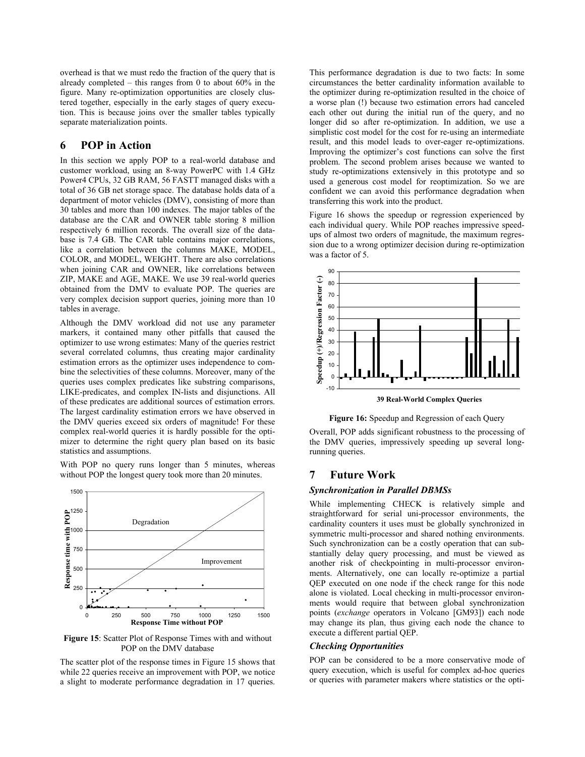overhead is that we must redo the fraction of the query that is already completed – this ranges from 0 to about 60% in the figure. Many re-optimization opportunities are closely clustered together, especially in the early stages of query execution. This is because joins over the smaller tables typically separate materialization points.

## 6 POP in Action

In this section we apply POP to a real-world database and customer workload, using an 8-way PowerPC with 1.4 GHz Power4 CPUs, 32 GB RAM, 56 FASTT managed disks with a total of 36 GB net storage space. The database holds data of a department of motor vehicles (DMV), consisting of more than 30 tables and more than 100 indexes. The major tables of the database are the CAR and OWNER table storing 8 million respectively 6 million records. The overall size of the database is 7.4 GB. The CAR table contains major correlations, like a correlation between the columns MAKE, MODEL, COLOR, and MODEL, WEIGHT. There are also correlations when joining CAR and OWNER, like correlations between ZIP, MAKE and AGE, MAKE. We use 39 real-world queries obtained from the DMV to evaluate POP. The queries are very complex decision support queries, joining more than 10 tables in average.

Although the DMV workload did not use any parameter markers, it contained many other pitfalls that caused the optimizer to use wrong estimates: Many of the queries restrict several correlated columns, thus creating major cardinality estimation errors as the optimizer uses independence to combine the selectivities of these columns. Moreover, many of the queries uses complex predicates like substring comparisons, LIKE-predicates, and complex IN-lists and disjunctions. All of these predicates are additional sources of estimation errors. The largest cardinality estimation errors we have observed in the DMV queries exceed six orders of magnitude! For these complex real-world queries it is hardly possible for the optimizer to determine the right query plan based on its basic statistics and assumptions.

With POP no query runs longer than 5 minutes, whereas without POP the longest query took more than 20 minutes.

Response time with POP
1500
1250
1000
750
500
250
0
Degradation
Improvement
0 250 500 750 1000 1250 1500
Response Time without POP

**Figure 15**: Scatter Plot of Response Times with and without POP on the DMV database

The scatter plot of the response times in Figure 15 shows that while 22 queries receive an improvement with POP, we notice a slight to moderate performance degradation in 17 queries. This performance degradation is due to two facts: In some circumstances the better cardinality information available to the optimizer during re-optimization resulted in the choice of a worse plan (!) because two estimation errors had canceled each other out during the initial run of the query, and no longer did so after re-optimization. In addition, we use a simplistic cost model for the cost for re-using an intermediate result, and this model leads to over-eager re-optimizations. Improving the optimizer's cost functions can solve the first problem. The second problem arises because we wanted to study re-optimizations extensively in this prototype and so used a generous cost model for reoptimization. So we are confident we can avoid this performance degradation when transferring this work into the product.

Figure 16 shows the speedup or regression experienced by each individual query. While POP reaches impressive speedups of almost two orders of magnitude, the maximum regression due to a wrong optimizer decision during re-optimization was a factor of 5.

Speedup (+)/Regression Factor (-)
90
80
70
60
50
40
30
20
10
0
-10
39 Real-World Complex Queries

**Figure 16:** Speedup and Regression of each Query

Overall, POP adds significant robustness to the processing of the DMV queries, impressively speeding up several long-running queries.

## 7 Future Work

### *Synchronization in Parallel DBMSs*

While implementing CHECK is relatively simple and straightforward for serial uni-processor environments, the cardinality counters it uses must be globally synchronized in symmetric multi-processor and shared nothing environments. Such synchronization can be a costly operation that can substantially delay query processing, and must be viewed as another risk of checkpointing in multi-processor environments. Alternatively, one can locally re-optimize a partial QEP executed on one node if the check range for this node alone is violated. Local checking in multi-processor environments would require that between global synchronization points (*exchange* operators in Volcano [GM93]) each node may change its plan, thus giving each node the chance to execute a different partial QEP.

### *Checking Opportunities*

POP can be considered to be a more conservative mode of query execution, which is useful for complex ad-hoc queries or queries with parameter makers where statistics or the opti-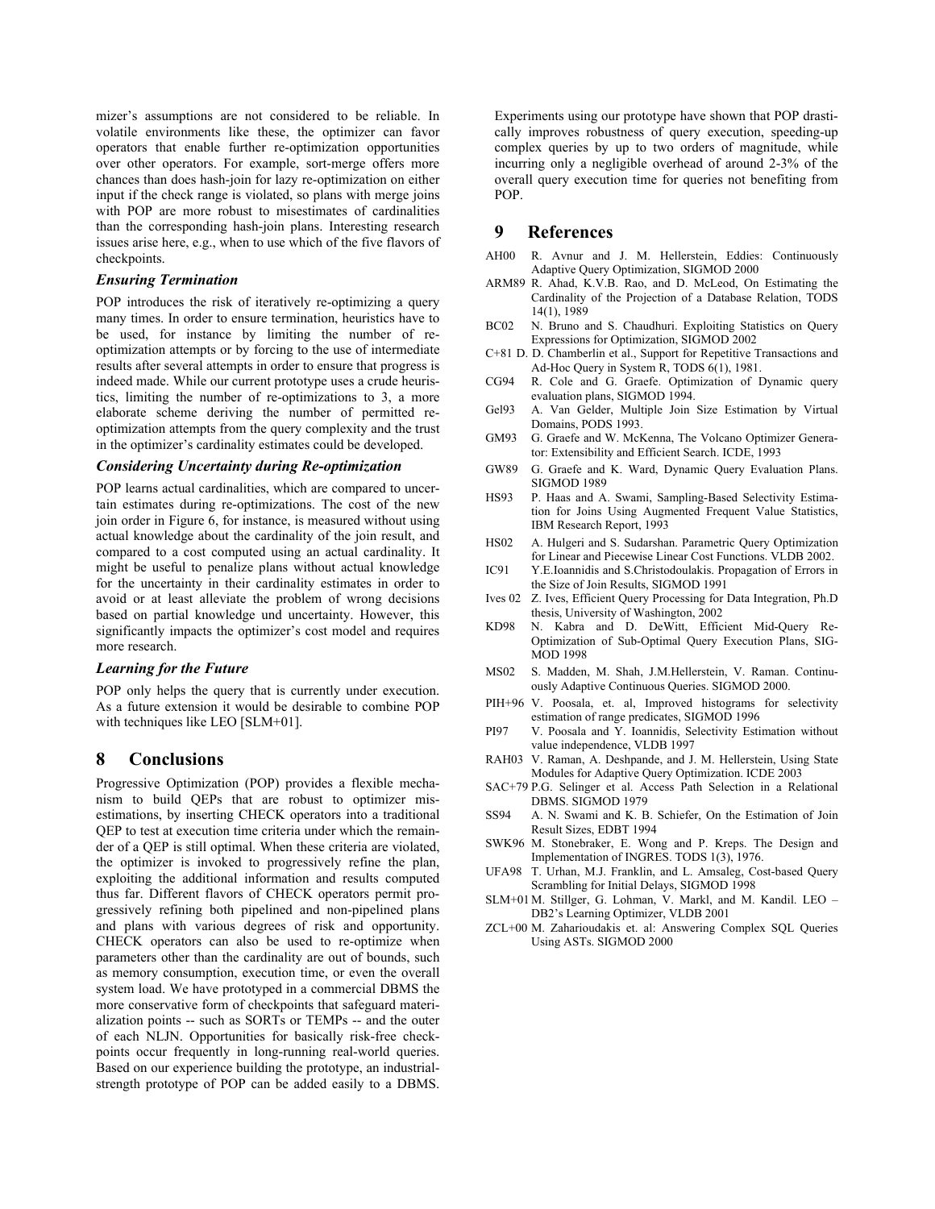mizer's assumptions are not considered to be reliable. In volatile environments like these, the optimizer can favor operators that enable further re-optimization opportunities over other operators. For example, sort-merge offers more chances than does hash-join for lazy re-optimization on either input if the check range is violated, so plans with merge joins with POP are more robust to misestimates of cardinalities than the corresponding hash-join plans. Interesting research issues arise here, e.g., when to use which of the five flavors of checkpoints.

### *Ensuring Termination*

POP introduces the risk of iteratively re-optimizing a query many times. In order to ensure termination, heuristics have to be used, for instance by limiting the number of re-optimization attempts or by forcing to the use of intermediate results after several attempts in order to ensure that progress is indeed made. While our current prototype uses a crude heuristics, limiting the number of re-optimizations to 3, a more elaborate scheme deriving the number of permitted re-optimization attempts from the query complexity and the trust in the optimizer's cardinality estimates could be developed.

### *Considering Uncertainty during Re-optimization*

POP learns actual cardinalities, which are compared to uncertain estimates during re-optimizations. The cost of the new join order in Figure 6, for instance, is measured without using actual knowledge about the cardinality of the join result, and compared to a cost computed using an actual cardinality. It might be useful to penalize plans without actual knowledge for the uncertainty in their cardinality estimates in order to avoid or at least alleviate the problem of wrong decisions based on partial knowledge und uncertainty. However, this significantly impacts the optimizer's cost model and requires more research.

### *Learning for the Future*

POP only helps the query that is currently under execution. As a future extension it would be desirable to combine POP with techniques like LEO [SLM+01].

## 8 Conclusions

Progressive Optimization (POP) provides a flexible mechanism to build QEPs that are robust to optimizer misestimations, by inserting CHECK operators into a traditional QEP to test at execution time criteria under which the remainder of a QEP is still optimal. When these criteria are violated, the optimizer is invoked to progressively refine the plan, exploiting the additional information and results computed thus far. Different flavors of CHECK operators permit progressively refining both pipelined and non-pipelined plans and plans with various degrees of risk and opportunity. CHECK operators can also be used to re-optimize when parameters other than the cardinality are out of bounds, such as memory consumption, execution time, or even the overall system load. We have prototyped in a commercial DBMS the more conservative form of checkpoints that safeguard materialization points -- such as SORTs or TEMPs -- and the outer of each NLJN. Opportunities for basically risk-free checkpoints occur frequently in long-running real-world queries. Based on our experience building the prototype, an industrial-strength prototype of POP can be added easily to a DBMS. Experiments using our prototype have shown that POP drastically improves robustness of query execution, speeding-up complex queries by up to two orders of magnitude, while incurring only a negligible overhead of around 2-3% of the overall query execution time for queries not benefiting from POP.

## 9 References

AH00 R. Avnur and J. M. Hellerstein, Eddies: Continuously Adaptive Query Optimization, SIGMOD 2000

ARM89 R. Ahad, K.V.B. Rao, and D. McLeod, On Estimating the Cardinality of the Projection of a Database Relation, TODS 14(1), 1989

BC02 N. Bruno and S. Chaudhuri. Exploiting Statistics on Query Expressions for Optimization, SIGMOD 2002

C+81 D. D. Chamberlin et al., Support for Repetitive Transactions and Ad-Hoc Query in System R, TODS 6(1), 1981.

CG94 R. Cole and G. Graefe. Optimization of Dynamic query evaluation plans, SIGMOD 1994.

Gel93 A. Van Gelder, Multiple Join Size Estimation by Virtual Domains, PODS 1993.

GM93 G. Graefe and W. McKenna, The Volcano Optimizer Generator: Extensibility and Efficient Search. ICDE, 1993

GW89 G. Graefe and K. Ward, Dynamic Query Evaluation Plans. SIGMOD 1989

HS93 P. Haas and A. Swami, Sampling-Based Selectivity Estimation for Joins Using Augmented Frequent Value Statistics, IBM Research Report, 1993

HS02 A. Hulgeri and S. Sudarshan. Parametric Query Optimization for Linear and Piecewise Linear Cost Functions. VLDB 2002.

IC91 Y.E.Ioannidis and S.Christodoulakis. Propagation of Errors in the Size of Join Results, SIGMOD 1991

Ives 02 Z. Ives, Efficient Query Processing for Data Integration, Ph.D thesis, University of Washington, 2002

KD98 N. Kabra and D. DeWitt, Efficient Mid-Query Re-Optimization of Sub-Optimal Query Execution Plans, SIGMOD 1998

MS02 S. Madden, M. Shah, J.M.Hellerstein, V. Raman. Continuously Adaptive Continuous Queries. SIGMOD 2000.

PIH+96 V. Poosala, et. al, Improved histograms for selectivity estimation of range predicates, SIGMOD 1996

PI97 V. Poosala and Y. Ioannidis, Selectivity Estimation without value independence, VLDB 1997

RAH03 V. Raman, A. Deshpande, and J. M. Hellerstein, Using State Modules for Adaptive Query Optimization. ICDE 2003

SAC+79 P.G. Selinger et al. Access Path Selection in a Relational DBMS. SIGMOD 1979

SS94 A. N. Swami and K. B. Schiefer, On the Estimation of Join Result Sizes, EDBT 1994

SWK96 M. Stonebraker, E. Wong and P. Kreps. The Design and Implementation of INGRES. TODS 1(3), 1976.

UFA98 T. Urhan, M.J. Franklin, and L. Amsaleg, Cost-based Query Scrambling for Initial Delays, SIGMOD 1998

SLM+01 M. Stillger, G. Lohman, V. Markl, and M. Kandil. LEO – DB2's Learning Optimizer, VLDB 2001

ZCL+00 M. Zaharioudakis et. al: Answering Complex SQL Queries Using ASTs. SIGMOD 2000